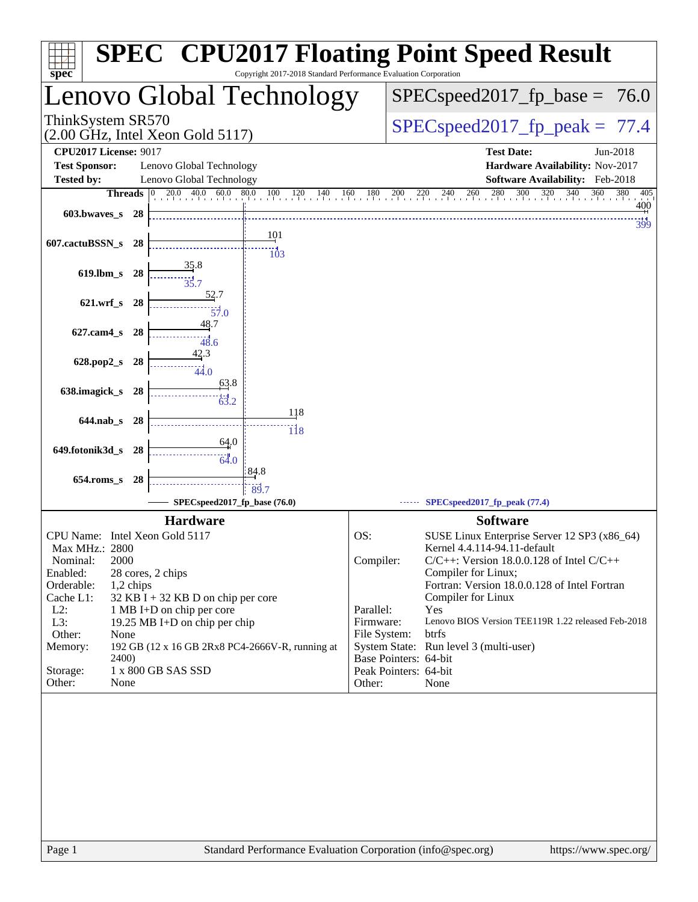# SPEC® CPU2017 Floating Point Speed Result

Copyright 2017-2018 Standard Performance Evaluation Corporation

## Lenovo Global Technology

ThinkSystem SR570
(2.00 GHz, Intel Xeon Gold 5117)

SPECspeed2017_fp_base = 76.0

SPECspeed2017_fp_peak = 77.4

**CPU2017 License:** 9017
**Test Sponsor:** Lenovo Global Technology
**Tested by:** Lenovo Global Technology

**Test Date:** Jun-2018
**Hardware Availability:** Nov-2017
**Software Availability:** Feb-2018

| Benchmark | Threads | Base | Peak |
|---|---|---|---|
| 603.bwaves_s | 28 | 400 | 399 |
| 607.cactuBSSN_s | 28 | 101 | 103 |
| 619.lbm_s | 28 | 35.8 | 35.7 |
| 621.wrf_s | 28 | 52.7 | 57.0 |
| 627.cam4_s | 28 | 48.7 | 48.6 |
| 628.pop2_s | 28 | 42.3 | 44.0 |
| 638.imagick_s | 28 | 63.8 | 63.2 |
| 644.nab_s | 28 | 118 | 118 |
| 649.fotonik3d_s | 28 | 64.0 | 64.0 |
| 654.roms_s | 28 | 84.8 | 89.7 |

SPECspeed2017_fp_base (76.0)
SPECspeed2017_fp_peak (77.4)

### Hardware

| | |
|---|---|
| CPU Name: | Intel Xeon Gold 5117 |
| Max MHz.: | 2800 |
| Nominal: | 2000 |
| Enabled: | 28 cores, 2 chips |
| Orderable: | 1,2 chips |
| Cache L1: | 32 KB I + 32 KB D on chip per core |
| L2: | 1 MB I+D on chip per core |
| L3: | 19.25 MB I+D on chip per chip |
| Other: | None |
| Memory: | 192 GB (12 x 16 GB 2Rx8 PC4-2666V-R, running at 2400) |
| Storage: | 1 x 800 GB SAS SSD |
| Other: | None |

### Software

| | |
|---|---|
| OS: | SUSE Linux Enterprise Server 12 SP3 (x86_64) Kernel 4.4.114-94.11-default |
| Compiler: | C/C++: Version 18.0.0.128 of Intel C/C++ Compiler for Linux; Fortran: Version 18.0.0.128 of Intel Fortran Compiler for Linux |
| Parallel: | Yes |
| Firmware: | Lenovo BIOS Version TEE119R 1.22 released Feb-2018 |
| File System: | btrfs |
| System State: | Run level 3 (multi-user) |
| Base Pointers: | 64-bit |
| Peak Pointers: | 64-bit |
| Other: | None |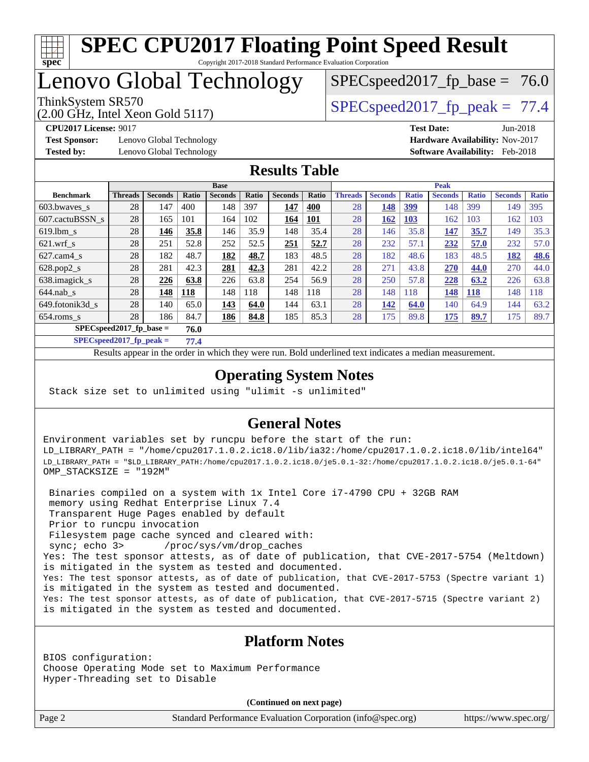# SPEC CPU2017 Floating Point Speed Result

Copyright 2017-2018 Standard Performance Evaluation Corporation

# Lenovo Global Technology

ThinkSystem SR570
(2.00 GHz, Intel Xeon Gold 5117)

SPECspeed2017_fp_base = 76.0

SPECspeed2017_fp_peak = 77.4

**CPU2017 License:** 9017
**Test Sponsor:** Lenovo Global Technology
**Tested by:** Lenovo Global Technology

**Test Date:** Jun-2018
**Hardware Availability:** Nov-2017
**Software Availability:** Feb-2018

## Results Table

| Benchmark | Base | | | | | | | Peak | | | | | | |
|---|---|---|---|---|---|---|---|---|---|---|---|---|---|---|
| | Threads | Seconds | Ratio | Seconds | Ratio | Seconds | Ratio | Threads | Seconds | Ratio | Seconds | Ratio | Seconds | Ratio |
| 603.bwaves_s | 28 | 147 | 400 | 148 | 397 | **147** | **400** | 28 | **148** | **399** | 148 | 399 | 149 | 395 |
| 607.cactuBSSN_s | 28 | 165 | 101 | 164 | 102 | **164** | **101** | 28 | **162** | **103** | 162 | 103 | 162 | 103 |
| 619.lbm_s | 28 | **146** | **35.8** | 146 | 35.9 | 148 | 35.4 | 28 | 146 | 35.8 | **147** | **35.7** | 149 | 35.3 |
| 621.wrf_s | 28 | 251 | 52.8 | 252 | 52.5 | **251** | **52.7** | 28 | 232 | 57.1 | **232** | **57.0** | 232 | 57.0 |
| 627.cam4_s | 28 | 182 | 48.7 | **182** | **48.7** | 183 | 48.5 | 28 | 182 | 48.6 | 183 | 48.5 | **182** | **48.6** |
| 628.pop2_s | 28 | 281 | 42.3 | **281** | **42.3** | 281 | 42.2 | 28 | 271 | 43.8 | **270** | **44.0** | 270 | 44.0 |
| 638.imagick_s | 28 | **226** | **63.8** | 226 | 63.8 | 254 | 56.9 | 28 | 250 | 57.8 | **228** | **63.2** | 226 | 63.8 |
| 644.nab_s | 28 | **148** | **118** | 148 | 118 | 148 | 118 | 28 | 148 | 118 | **148** | **118** | 148 | 118 |
| 649.fotonik3d_s | 28 | 140 | 65.0 | **143** | **64.0** | 144 | 63.1 | 28 | **142** | **64.0** | 140 | 64.9 | 144 | 63.2 |
| 654.roms_s | 28 | 186 | 84.7 | **186** | **84.8** | 185 | 85.3 | 28 | 175 | 89.8 | **175** | **89.7** | 175 | 89.7 |

**SPECspeed2017_fp_base = 76.0**

**SPECspeed2017_fp_peak = 77.4**

Results appear in the order in which they were run. Bold underlined text indicates a median measurement.

## Operating System Notes

```
Stack size set to unlimited using "ulimit -s unlimited"
```

## General Notes

```
Environment variables set by runcpu before the start of the run:
LD_LIBRARY_PATH = "/home/cpu2017.1.0.2.ic18.0/lib/ia32:/home/cpu2017.1.0.2.ic18.0/lib/intel64"
LD_LIBRARY_PATH = "$LD_LIBRARY_PATH:/home/cpu2017.1.0.2.ic18.0/je5.0.1-32:/home/cpu2017.1.0.2.ic18.0/je5.0.1-64"
OMP_STACKSIZE = "192M"

 Binaries compiled on a system with 1x Intel Core i7-4790 CPU + 32GB RAM
 memory using Redhat Enterprise Linux 7.4
 Transparent Huge Pages enabled by default
 Prior to runcpu invocation
 Filesystem page cache synced and cleared with:
 sync; echo 3>       /proc/sys/vm/drop_caches
Yes: The test sponsor attests, as of date of publication, that CVE-2017-5754 (Meltdown)
is mitigated in the system as tested and documented.
Yes: The test sponsor attests, as of date of publication, that CVE-2017-5753 (Spectre variant 1)
is mitigated in the system as tested and documented.
Yes: The test sponsor attests, as of date of publication, that CVE-2017-5715 (Spectre variant 2)
is mitigated in the system as tested and documented.
```

## Platform Notes

```
BIOS configuration:
Choose Operating Mode set to Maximum Performance
Hyper-Threading set to Disable
```

**(Continued on next page)**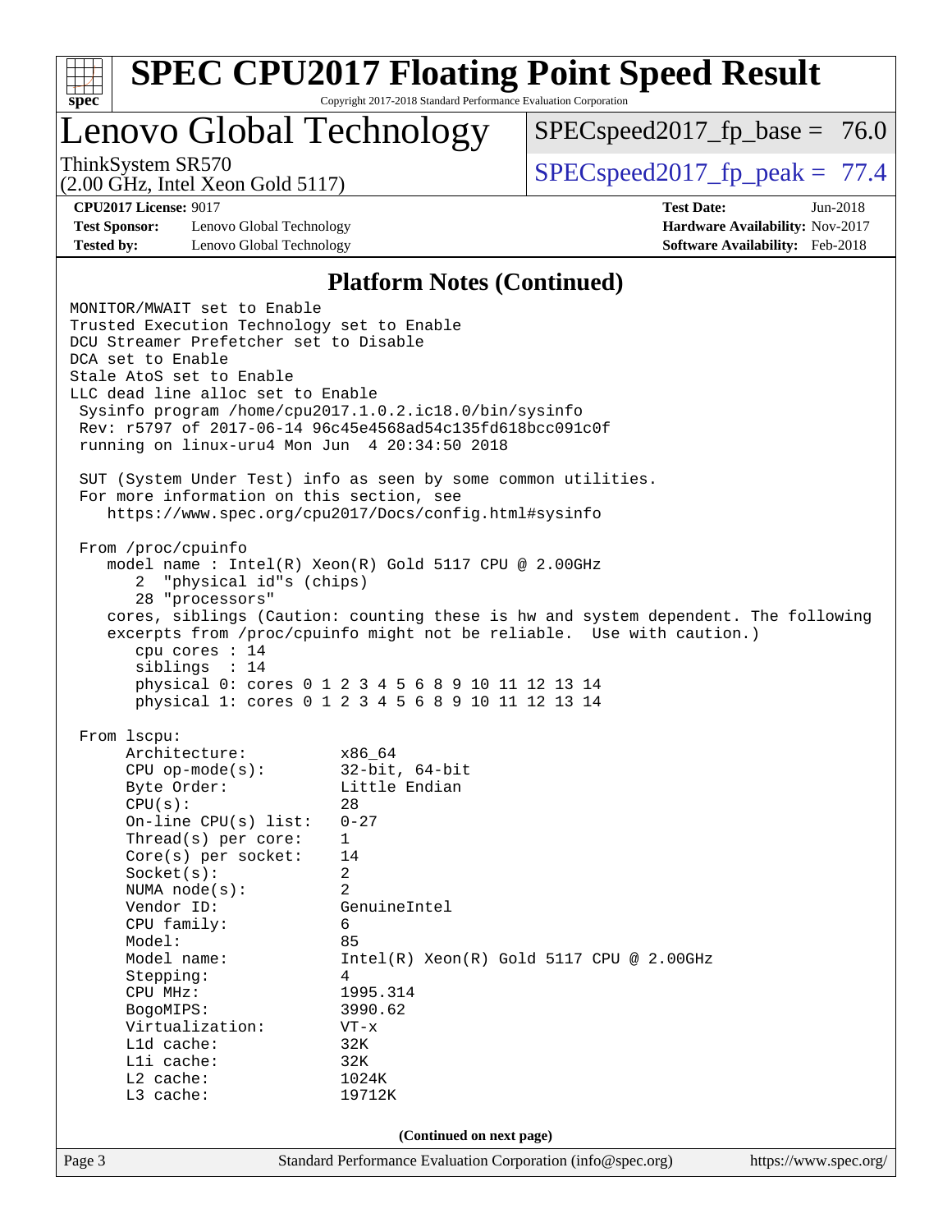## Platform Notes (Continued)

```
MONITOR/MWAIT set to Enable
Trusted Execution Technology set to Enable
DCU Streamer Prefetcher set to Disable
DCA set to Enable
Stale AtoS set to Enable
LLC dead line alloc set to Enable
 Sysinfo program /home/cpu2017.1.0.2.ic18.0/bin/sysinfo
 Rev: r5797 of 2017-06-14 96c45e4568ad54c135fd618bcc091c0f
 running on linux-uru4 Mon Jun  4 20:34:50 2018

 SUT (System Under Test) info as seen by some common utilities.
 For more information on this section, see
    https://www.spec.org/cpu2017/Docs/config.html#sysinfo

 From /proc/cpuinfo
    model name : Intel(R) Xeon(R) Gold 5117 CPU @ 2.00GHz
       2  "physical id"s (chips)
       28 "processors"
    cores, siblings (Caution: counting these is hw and system dependent. The following
    excerpts from /proc/cpuinfo might not be reliable.  Use with caution.)
       cpu cores : 14
       siblings  : 14
       physical 0: cores 0 1 2 3 4 5 6 8 9 10 11 12 13 14
       physical 1: cores 0 1 2 3 4 5 6 8 9 10 11 12 13 14

 From lscpu:
      Architecture:          x86_64
      CPU op-mode(s):        32-bit, 64-bit
      Byte Order:            Little Endian
      CPU(s):                28
      On-line CPU(s) list:   0-27
      Thread(s) per core:    1
      Core(s) per socket:    14
      Socket(s):             2
      NUMA node(s):          2
      Vendor ID:             GenuineIntel
      CPU family:            6
      Model:                 85
      Model name:            Intel(R) Xeon(R) Gold 5117 CPU @ 2.00GHz
      Stepping:              4
      CPU MHz:               1995.314
      BogoMIPS:              3990.62
      Virtualization:        VT-x
      L1d cache:             32K
      L1i cache:             32K
      L2 cache:              1024K
      L3 cache:              19712K
```

(Continued on next page)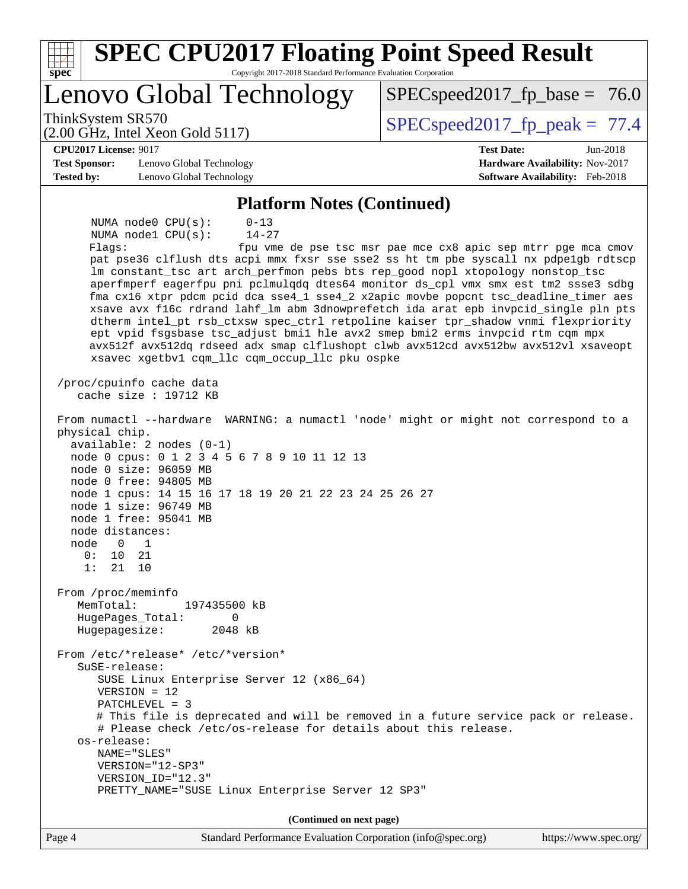# SPEC CPU2017 Floating Point Speed Result

Copyright 2017-2018 Standard Performance Evaluation Corporation

## Lenovo Global Technology

ThinkSystem SR570
(2.00 GHz, Intel Xeon Gold 5117)

SPECspeed2017_fp_base = 76.0

SPECspeed2017_fp_peak = 77.4

**CPU2017 License:** 9017
**Test Sponsor:** Lenovo Global Technology
**Tested by:** Lenovo Global Technology

**Test Date:** Jun-2018
**Hardware Availability:** Nov-2017
**Software Availability:** Feb-2018

### Platform Notes (Continued)

```
     NUMA node0 CPU(s):     0-13
     NUMA node1 CPU(s):     14-27
     Flags:                 fpu vme de pse tsc msr pae mce cx8 apic sep mtrr pge mca cmov
     pat pse36 clflush dts acpi mmx fxsr sse sse2 ss ht tm pbe syscall nx pdpe1gb rdtscp
     lm constant_tsc art arch_perfmon pebs bts rep_good nopl xtopology nonstop_tsc
     aperfmperf eagerfpu pni pclmulqdq dtes64 monitor ds_cpl vmx smx est tm2 ssse3 sdbg
     fma cx16 xtpr pdcm pcid dca sse4_1 sse4_2 x2apic movbe popcnt tsc_deadline_timer aes
     xsave avx f16c rdrand lahf_lm abm 3dnowprefetch ida arat epb invpcid_single pln pts
     dtherm intel_pt rsb_ctxsw spec_ctrl retpoline kaiser tpr_shadow vnmi flexpriority
     ept vpid fsgsbase tsc_adjust bmi1 hle avx2 smep bmi2 erms invpcid rtm cqm mpx
     avx512f avx512dq rdseed adx smap clflushopt clwb avx512cd avx512bw avx512vl xsaveopt
     xsavec xgetbv1 cqm_llc cqm_occup_llc pku ospke

 /proc/cpuinfo cache data
    cache size : 19712 KB

 From numactl --hardware  WARNING: a numactl 'node' might or might not correspond to a
 physical chip.
   available: 2 nodes (0-1)
   node 0 cpus: 0 1 2 3 4 5 6 7 8 9 10 11 12 13
   node 0 size: 96059 MB
   node 0 free: 94805 MB
   node 1 cpus: 14 15 16 17 18 19 20 21 22 23 24 25 26 27
   node 1 size: 96749 MB
   node 1 free: 95041 MB
   node distances:
   node   0   1
     0:  10  21
     1:  21  10

 From /proc/meminfo
    MemTotal:       197435500 kB
    HugePages_Total:       0
    Hugepagesize:       2048 kB

 From /etc/*release* /etc/*version*
    SuSE-release:
       SUSE Linux Enterprise Server 12 (x86_64)
       VERSION = 12
       PATCHLEVEL = 3
       # This file is deprecated and will be removed in a future service pack or release.
       # Please check /etc/os-release for details about this release.
    os-release:
       NAME="SLES"
       VERSION="12-SP3"
       VERSION_ID="12.3"
       PRETTY_NAME="SUSE Linux Enterprise Server 12 SP3"
```

**(Continued on next page)**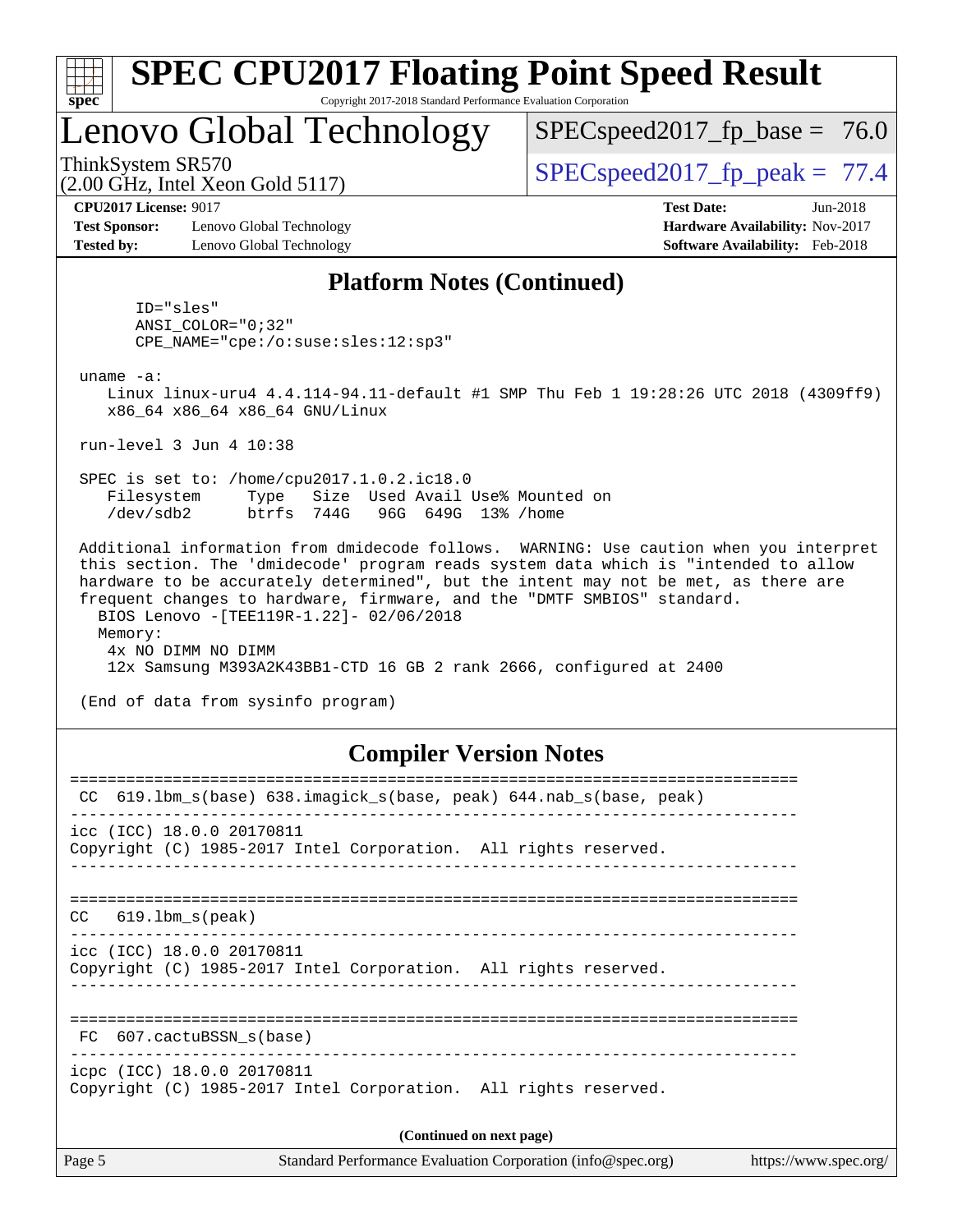# SPEC CPU2017 Floating Point Speed Result

Copyright 2017-2018 Standard Performance Evaluation Corporation

## Lenovo Global Technology

ThinkSystem SR570
(2.00 GHz, Intel Xeon Gold 5117)

SPECspeed2017_fp_base = 76.0

SPECspeed2017_fp_peak = 77.4

**CPU2017 License:** 9017
**Test Sponsor:** Lenovo Global Technology
**Tested by:** Lenovo Global Technology

**Test Date:** Jun-2018
**Hardware Availability:** Nov-2017
**Software Availability:** Feb-2018

### Platform Notes (Continued)

```
      ID="sles"
      ANSI_COLOR="0;32"
      CPE_NAME="cpe:/o:suse:sles:12:sp3"

 uname -a:
    Linux linux-uru4 4.4.114-94.11-default #1 SMP Thu Feb 1 19:28:26 UTC 2018 (4309ff9)
    x86_64 x86_64 x86_64 GNU/Linux

 run-level 3 Jun 4 10:38

 SPEC is set to: /home/cpu2017.1.0.2.ic18.0
    Filesystem     Type   Size  Used Avail Use% Mounted on
    /dev/sdb2      btrfs  744G   96G  649G  13% /home

 Additional information from dmidecode follows.  WARNING: Use caution when you interpret
 this section. The 'dmidecode' program reads system data which is "intended to allow
 hardware to be accurately determined", but the intent may not be met, as there are
 frequent changes to hardware, firmware, and the "DMTF SMBIOS" standard.
   BIOS Lenovo -[TEE119R-1.22]- 02/06/2018
   Memory:
    4x NO DIMM NO DIMM
    12x Samsung M393A2K43BB1-CTD 16 GB 2 rank 2666, configured at 2400

 (End of data from sysinfo program)
```

### Compiler Version Notes

```
==============================================================================
 CC  619.lbm_s(base) 638.imagick_s(base, peak) 644.nab_s(base, peak)
------------------------------------------------------------------------------
icc (ICC) 18.0.0 20170811
Copyright (C) 1985-2017 Intel Corporation.  All rights reserved.
------------------------------------------------------------------------------

==============================================================================
CC   619.lbm_s(peak)
------------------------------------------------------------------------------
icc (ICC) 18.0.0 20170811
Copyright (C) 1985-2017 Intel Corporation.  All rights reserved.
------------------------------------------------------------------------------

==============================================================================
 FC  607.cactuBSSN_s(base)
------------------------------------------------------------------------------
icpc (ICC) 18.0.0 20170811
Copyright (C) 1985-2017 Intel Corporation.  All rights reserved.
```

(Continued on next page)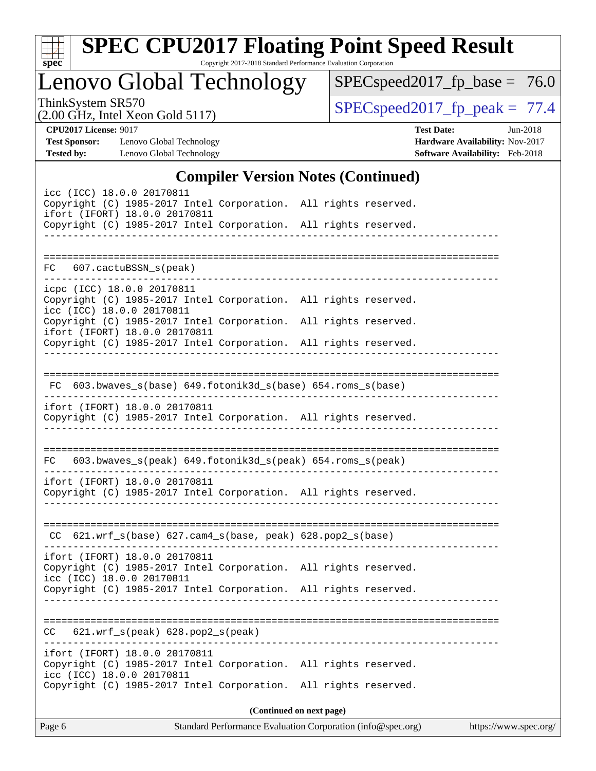## Compiler Version Notes (Continued)

```
icc (ICC) 18.0.0 20170811
Copyright (C) 1985-2017 Intel Corporation.  All rights reserved.
ifort (IFORT) 18.0.0 20170811
Copyright (C) 1985-2017 Intel Corporation.  All rights reserved.
------------------------------------------------------------------------------

==============================================================================
FC   607.cactuBSSN_s(peak)
------------------------------------------------------------------------------
icpc (ICC) 18.0.0 20170811
Copyright (C) 1985-2017 Intel Corporation.  All rights reserved.
icc (ICC) 18.0.0 20170811
Copyright (C) 1985-2017 Intel Corporation.  All rights reserved.
ifort (IFORT) 18.0.0 20170811
Copyright (C) 1985-2017 Intel Corporation.  All rights reserved.
------------------------------------------------------------------------------

==============================================================================
 FC  603.bwaves_s(base) 649.fotonik3d_s(base) 654.roms_s(base)
------------------------------------------------------------------------------
ifort (IFORT) 18.0.0 20170811
Copyright (C) 1985-2017 Intel Corporation.  All rights reserved.
------------------------------------------------------------------------------

==============================================================================
FC   603.bwaves_s(peak) 649.fotonik3d_s(peak) 654.roms_s(peak)
------------------------------------------------------------------------------
ifort (IFORT) 18.0.0 20170811
Copyright (C) 1985-2017 Intel Corporation.  All rights reserved.
------------------------------------------------------------------------------

==============================================================================
 CC  621.wrf_s(base) 627.cam4_s(base, peak) 628.pop2_s(base)
------------------------------------------------------------------------------
ifort (IFORT) 18.0.0 20170811
Copyright (C) 1985-2017 Intel Corporation.  All rights reserved.
icc (ICC) 18.0.0 20170811
Copyright (C) 1985-2017 Intel Corporation.  All rights reserved.
------------------------------------------------------------------------------

==============================================================================
CC   621.wrf_s(peak) 628.pop2_s(peak)
------------------------------------------------------------------------------
ifort (IFORT) 18.0.0 20170811
Copyright (C) 1985-2017 Intel Corporation.  All rights reserved.
icc (ICC) 18.0.0 20170811
Copyright (C) 1985-2017 Intel Corporation.  All rights reserved.
```

**(Continued on next page)**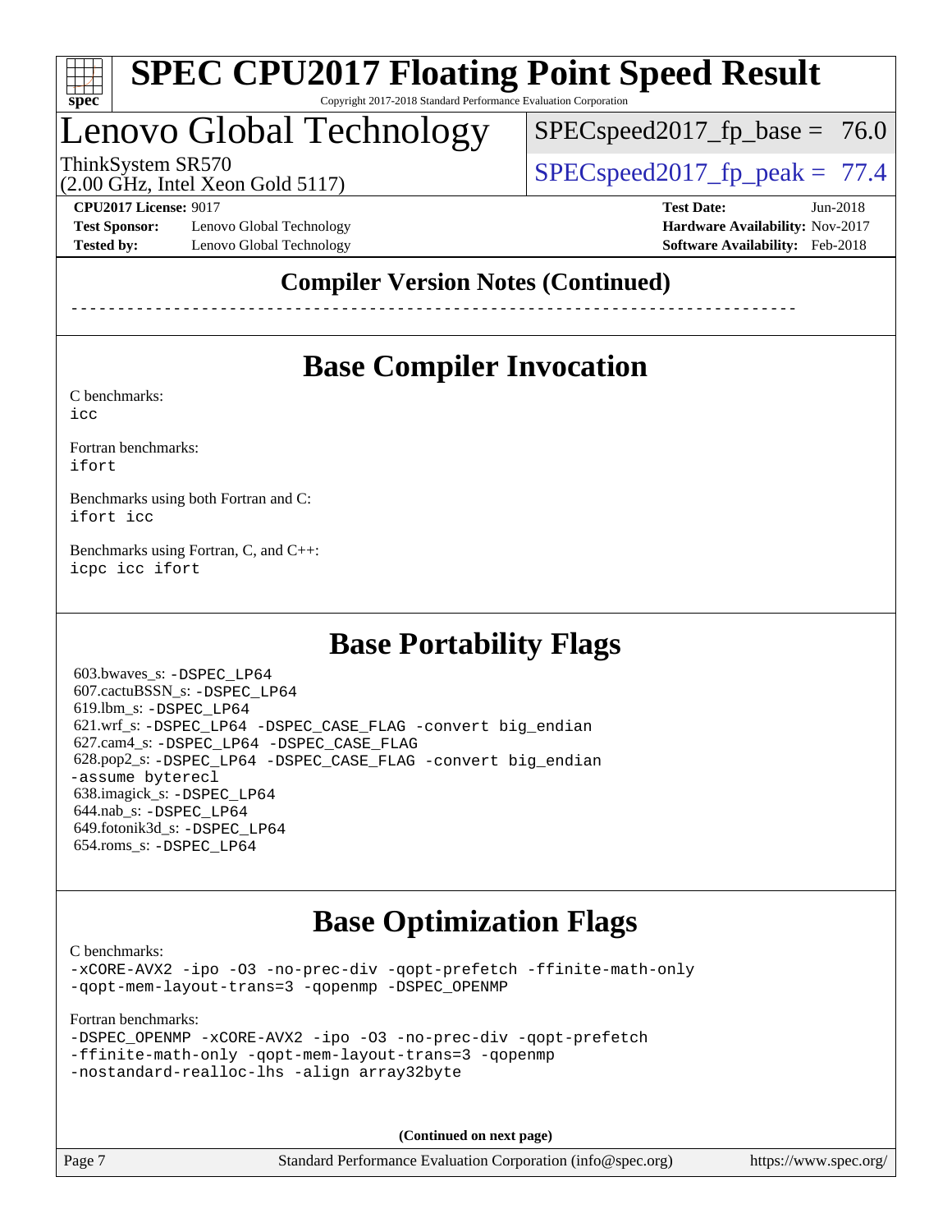## Compiler Version Notes (Continued)

------------------------------------------------------------------------------

## Base Compiler Invocation

C benchmarks:
icc

Fortran benchmarks:
ifort

Benchmarks using both Fortran and C:
ifort icc

Benchmarks using Fortran, C, and C++:
icpc icc ifort

## Base Portability Flags

603.bwaves_s: -DSPEC_LP64
607.cactuBSSN_s: -DSPEC_LP64
619.lbm_s: -DSPEC_LP64
621.wrf_s: -DSPEC_LP64 -DSPEC_CASE_FLAG -convert big_endian
627.cam4_s: -DSPEC_LP64 -DSPEC_CASE_FLAG
628.pop2_s: -DSPEC_LP64 -DSPEC_CASE_FLAG -convert big_endian -assume byterecl
638.imagick_s: -DSPEC_LP64
644.nab_s: -DSPEC_LP64
649.fotonik3d_s: -DSPEC_LP64
654.roms_s: -DSPEC_LP64

## Base Optimization Flags

C benchmarks:
-xCORE-AVX2 -ipo -O3 -no-prec-div -qopt-prefetch -ffinite-math-only -qopt-mem-layout-trans=3 -qopenmp -DSPEC_OPENMP

Fortran benchmarks:
-DSPEC_OPENMP -xCORE-AVX2 -ipo -O3 -no-prec-div -qopt-prefetch -ffinite-math-only -qopt-mem-layout-trans=3 -qopenmp -nostandard-realloc-lhs -align array32byte

**(Continued on next page)**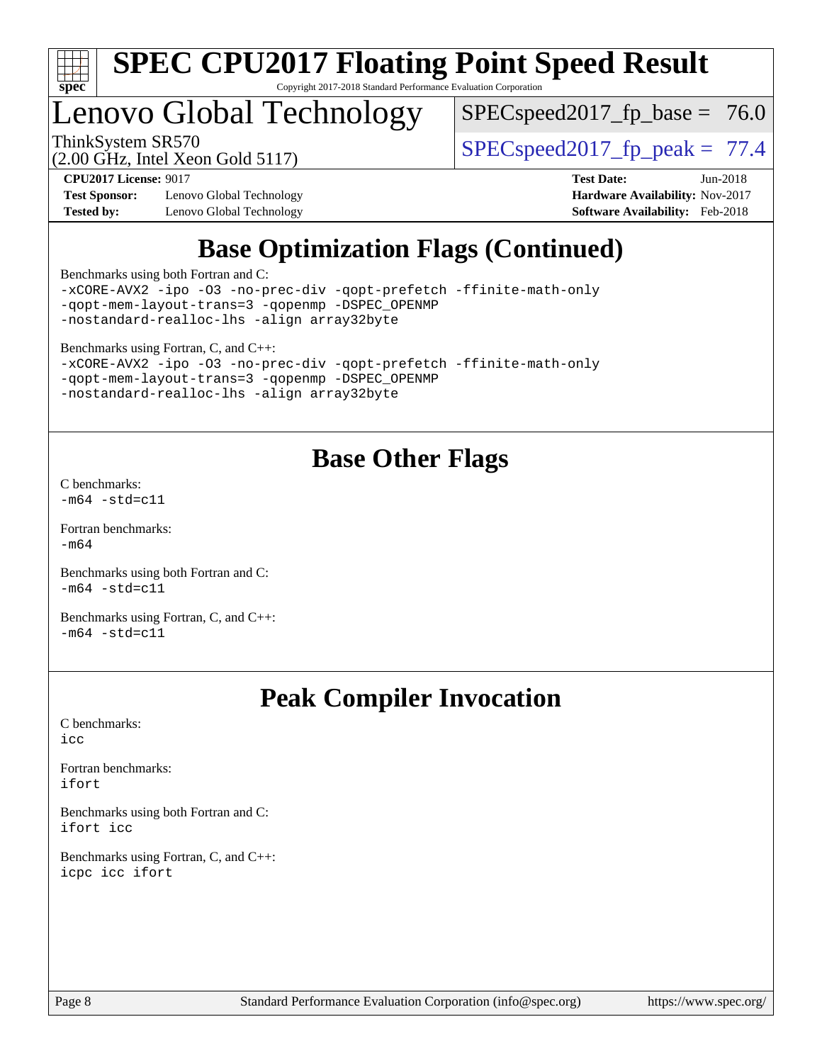## Base Optimization Flags (Continued)

Benchmarks using both Fortran and C:
```
-xCORE-AVX2 -ipo -O3 -no-prec-div -qopt-prefetch -ffinite-math-only
-qopt-mem-layout-trans=3 -qopenmp -DSPEC_OPENMP
-nostandard-realloc-lhs -align array32byte
```

Benchmarks using Fortran, C, and C++:
```
-xCORE-AVX2 -ipo -O3 -no-prec-div -qopt-prefetch -ffinite-math-only
-qopt-mem-layout-trans=3 -qopenmp -DSPEC_OPENMP
-nostandard-realloc-lhs -align array32byte
```

## Base Other Flags

C benchmarks:
```
-m64 -std=c11
```

Fortran benchmarks:
```
-m64
```

Benchmarks using both Fortran and C:
```
-m64 -std=c11
```

Benchmarks using Fortran, C, and C++:
```
-m64 -std=c11
```

## Peak Compiler Invocation

C benchmarks:
```
icc
```

Fortran benchmarks:
```
ifort
```

Benchmarks using both Fortran and C:
```
ifort icc
```

Benchmarks using Fortran, C, and C++:
```
icpc icc ifort
```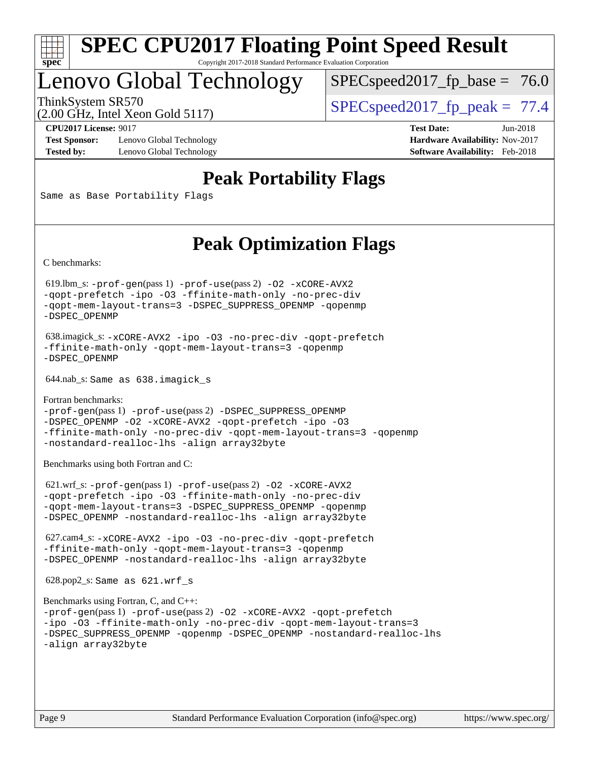# Peak Portability Flags

```
Same as Base Portability Flags
```

# Peak Optimization Flags

C benchmarks:

619.lbm_s: `-prof-gen`(pass 1) `-prof-use`(pass 2) `-O2 -xCORE-AVX2 -qopt-prefetch -ipo -O3 -ffinite-math-only -no-prec-div -qopt-mem-layout-trans=3 -DSPEC_SUPPRESS_OPENMP -qopenmp -DSPEC_OPENMP`

638.imagick_s: `-xCORE-AVX2 -ipo -O3 -no-prec-div -qopt-prefetch -ffinite-math-only -qopt-mem-layout-trans=3 -qopenmp -DSPEC_OPENMP`

644.nab_s: `Same as 638.imagick_s`

Fortran benchmarks:

`-prof-gen`(pass 1) `-prof-use`(pass 2) `-DSPEC_SUPPRESS_OPENMP -DSPEC_OPENMP -O2 -xCORE-AVX2 -qopt-prefetch -ipo -O3 -ffinite-math-only -no-prec-div -qopt-mem-layout-trans=3 -qopenmp -nostandard-realloc-lhs -align array32byte`

Benchmarks using both Fortran and C:

621.wrf_s: `-prof-gen`(pass 1) `-prof-use`(pass 2) `-O2 -xCORE-AVX2 -qopt-prefetch -ipo -O3 -ffinite-math-only -no-prec-div -qopt-mem-layout-trans=3 -DSPEC_SUPPRESS_OPENMP -qopenmp -DSPEC_OPENMP -nostandard-realloc-lhs -align array32byte`

627.cam4_s: `-xCORE-AVX2 -ipo -O3 -no-prec-div -qopt-prefetch -ffinite-math-only -qopt-mem-layout-trans=3 -qopenmp -DSPEC_OPENMP -nostandard-realloc-lhs -align array32byte`

628.pop2_s: `Same as 621.wrf_s`

Benchmarks using Fortran, C, and C++:

`-prof-gen`(pass 1) `-prof-use`(pass 2) `-O2 -xCORE-AVX2 -qopt-prefetch -ipo -O3 -ffinite-math-only -no-prec-div -qopt-mem-layout-trans=3 -DSPEC_SUPPRESS_OPENMP -qopenmp -DSPEC_OPENMP -nostandard-realloc-lhs -align array32byte`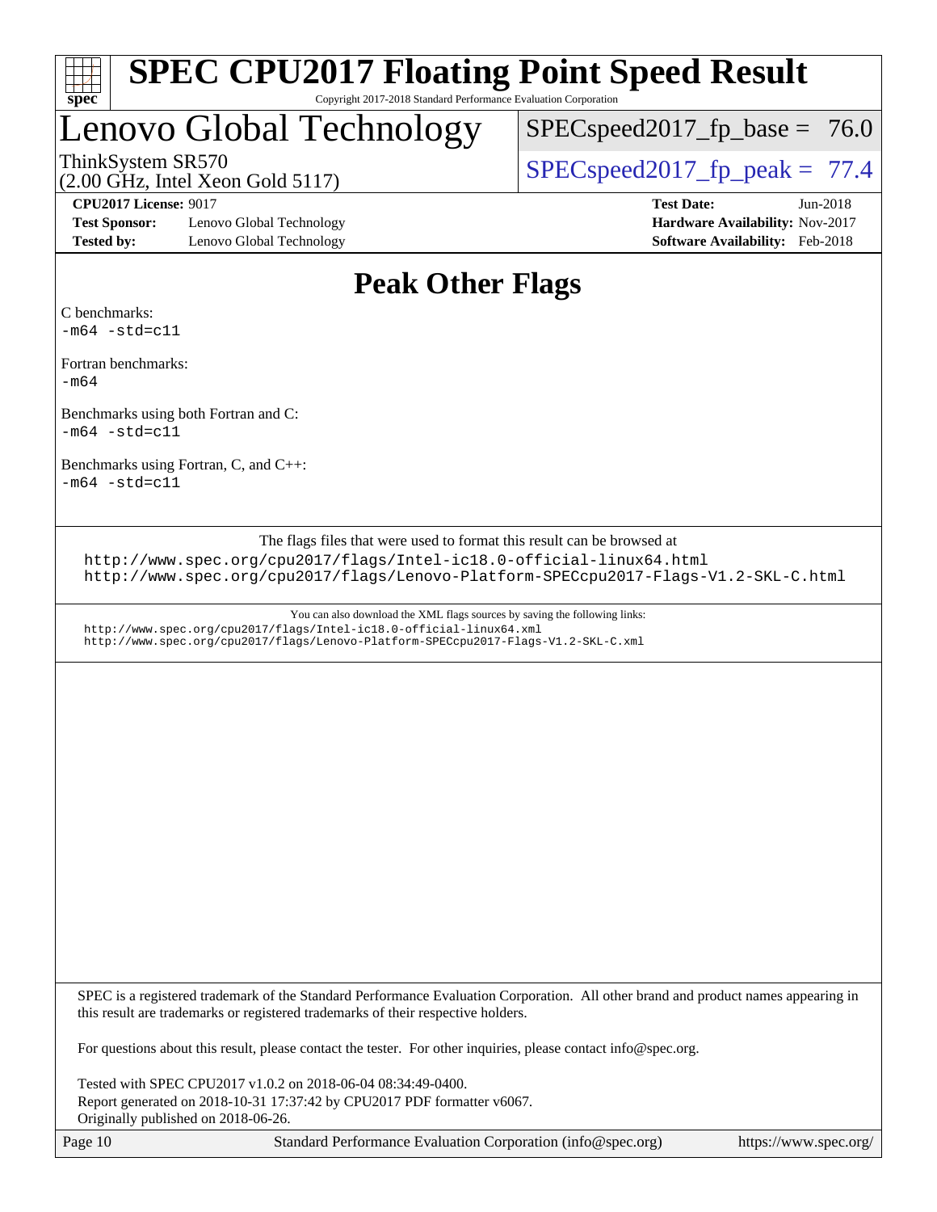# Peak Other Flags

C benchmarks:
-m64 -std=c11

Fortran benchmarks:
-m64

Benchmarks using both Fortran and C:
-m64 -std=c11

Benchmarks using Fortran, C, and C++:
-m64 -std=c11

The flags files that were used to format this result can be browsed at
http://www.spec.org/cpu2017/flags/Intel-ic18.0-official-linux64.html
http://www.spec.org/cpu2017/flags/Lenovo-Platform-SPECcpu2017-Flags-V1.2-SKL-C.html

You can also download the XML flags sources by saving the following links:
http://www.spec.org/cpu2017/flags/Intel-ic18.0-official-linux64.xml
http://www.spec.org/cpu2017/flags/Lenovo-Platform-SPECcpu2017-Flags-V1.2-SKL-C.xml

SPEC is a registered trademark of the Standard Performance Evaluation Corporation. All other brand and product names appearing in this result are trademarks or registered trademarks of their respective holders.

For questions about this result, please contact the tester. For other inquiries, please contact info@spec.org.

Tested with SPEC CPU2017 v1.0.2 on 2018-06-04 08:34:49-0400.
Report generated on 2018-10-31 17:37:42 by CPU2017 PDF formatter v6067.
Originally published on 2018-06-26.